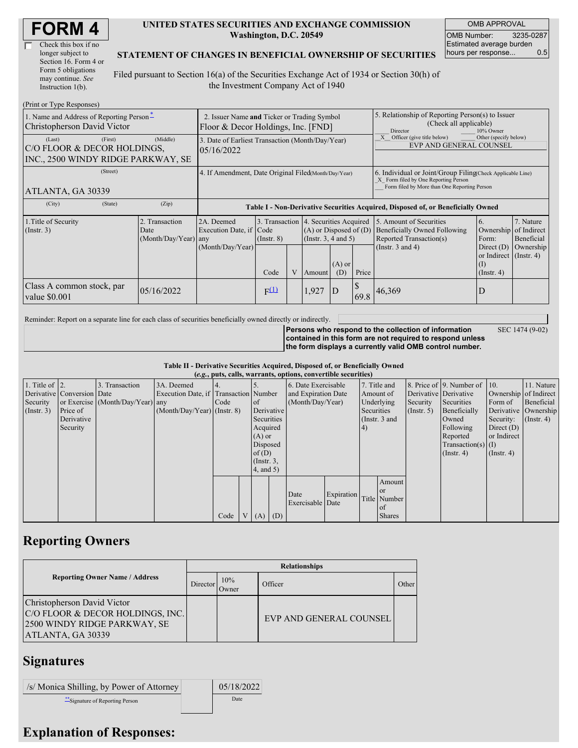# FORM 4

☐ Check this box if no longer subject to Section 16. Form 4 or Form 5 obligations may continue. *See* Instruction 1(b).

**UNITED STATES SECURITIES AND EXCHANGE COMMISSION**
**Washington, D.C. 20549**

**STATEMENT OF CHANGES IN BENEFICIAL OWNERSHIP OF SECURITIES**

Filed pursuant to Section 16(a) of the Securities Exchange Act of 1934 or Section 30(h) of the Investment Company Act of 1940

| OMB APPROVAL | |
|---|---|
| OMB Number: | 3235-0287 |
| Estimated average burden hours per response... | 0.5 |

(Print or Type Responses)

| 1. Name and Address of Reporting Person* | 2. Issuer Name and Ticker or Trading Symbol | 5. Relationship of Reporting Person(s) to Issuer (Check all applicable) |
|---|---|---|
| Christopherson David Victor | Floor & Decor Holdings, Inc. [FND] | ___ Director ___ 10% Owner<br>_X_ Officer (give title below) ___ Other (specify below)<br>EVP AND GENERAL COUNSEL |
| (Last) (First) (Middle)<br>C/O FLOOR & DECOR HOLDINGS, INC., 2500 WINDY RIDGE PARKWAY, SE | 3. Date of Earliest Transaction (Month/Day/Year)<br>05/16/2022 | |
| (Street)<br>ATLANTA, GA 30339 | 4. If Amendment, Date Original Filed (Month/Day/Year) | 6. Individual or Joint/Group Filing (Check Applicable Line)<br>_X_ Form filed by One Reporting Person<br>___ Form filed by More than One Reporting Person |
| (City) (State) (Zip) | | |

**Table I - Non-Derivative Securities Acquired, Disposed of, or Beneficially Owned**

| 1.Title of Security (Instr. 3) | 2. Transaction Date (Month/Day/Year) | 2A. Deemed Execution Date, if any (Month/Day/Year) | 3. Transaction Code (Instr. 8) | | 4. Securities Acquired (A) or Disposed of (D) (Instr. 3, 4 and 5) | | | 5. Amount of Securities Beneficially Owned Following Reported Transaction(s) (Instr. 3 and 4) | 6. Ownership Form: Direct (D) or Indirect (I) (Instr. 4) | 7. Nature of Indirect Beneficial Ownership (Instr. 4) |
|---|---|---|---|---|---|---|---|---|---|---|
| | | | Code | V | Amount | (A) or (D) | Price | | | |
| Class A common stock, par value $0.001 | 05/16/2022 | | F[(1)] | | 1,927 | D | $ 69.8 | 46,369 | D | |

Reminder: Report on a separate line for each class of securities beneficially owned directly or indirectly.

**Persons who respond to the collection of information contained in this form are not required to respond unless the form displays a currently valid OMB control number.** SEC 1474 (9-02)

**Table II - Derivative Securities Acquired, Disposed of, or Beneficially Owned**
**(*e.g.*, puts, calls, warrants, options, convertible securities)**

| 1. Title of Derivative Security (Instr. 3) | 2. Conversion or Exercise Price of Derivative Security | 3. Transaction Date (Month/Day/Year) | 3A. Deemed Execution Date, if any (Month/Day/Year) | 4. Transaction Code (Instr. 8) | | 5. Number of Derivative Securities Acquired (A) or Disposed of (D) (Instr. 3, 4, and 5) | | 6. Date Exercisable and Expiration Date (Month/Day/Year) | | 7. Title and Amount of Underlying Securities (Instr. 3 and 4) | | 8. Price of Derivative Security (Instr. 5) | 9. Number of Derivative Securities Beneficially Owned Following Reported Transaction(s) (Instr. 4) | 10. Ownership Form of Derivative Security: Direct (D) or Indirect (I) (Instr. 4) | 11. Nature of Indirect Beneficial Ownership (Instr. 4) |
|---|---|---|---|---|---|---|---|---|---|---|---|---|---|---|---|
| | | | | Code | V | (A) | (D) | Date Exercisable | Expiration Date | Title | Amount or Number of Shares | | | | |

## Reporting Owners

| Reporting Owner Name / Address | Relationships | | | |
|---|---|---|---|---|
| | Director | 10% Owner | Officer | Other |
| Christopherson David Victor<br>C/O FLOOR & DECOR HOLDINGS, INC.<br>2500 WINDY RIDGE PARKWAY, SE<br>ATLANTA, GA 30339 | | | EVP AND GENERAL COUNSEL | |

## Signatures

| /s/ Monica Shilling, by Power of Attorney | | 05/18/2022 |
|---|---|---|
| **Signature of Reporting Person | | Date |

## Explanation of Responses: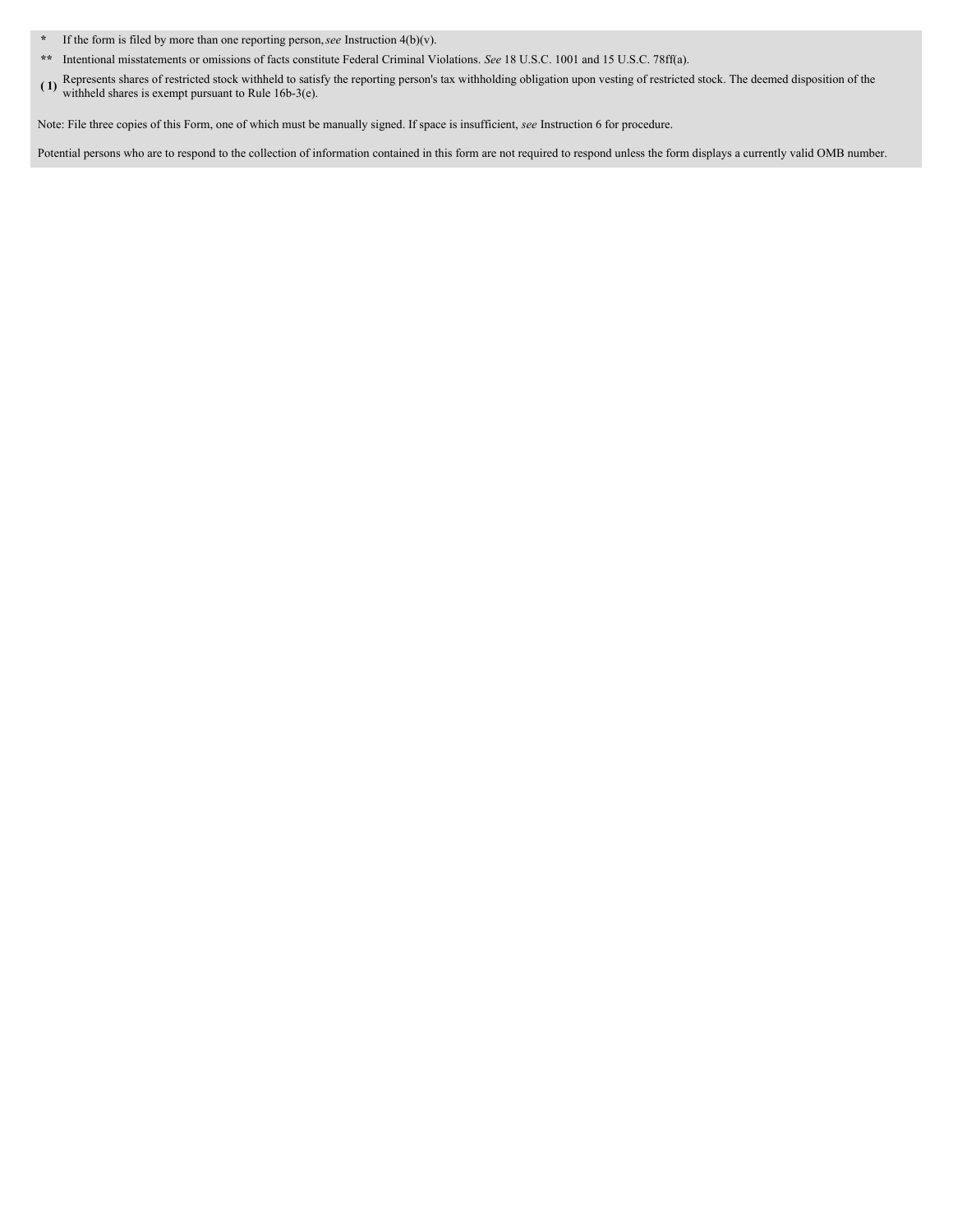\* If the form is filed by more than one reporting person, *see* Instruction 4(b)(v).

\*\* Intentional misstatements or omissions of facts constitute Federal Criminal Violations. *See* 18 U.S.C. 1001 and 15 U.S.C. 78ff(a).

( 1) Represents shares of restricted stock withheld to satisfy the reporting person's tax withholding obligation upon vesting of restricted stock. The deemed disposition of the withheld shares is exempt pursuant to Rule 16b-3(e).

Note: File three copies of this Form, one of which must be manually signed. If space is insufficient, *see* Instruction 6 for procedure.

Potential persons who are to respond to the collection of information contained in this form are not required to respond unless the form displays a currently valid OMB number.